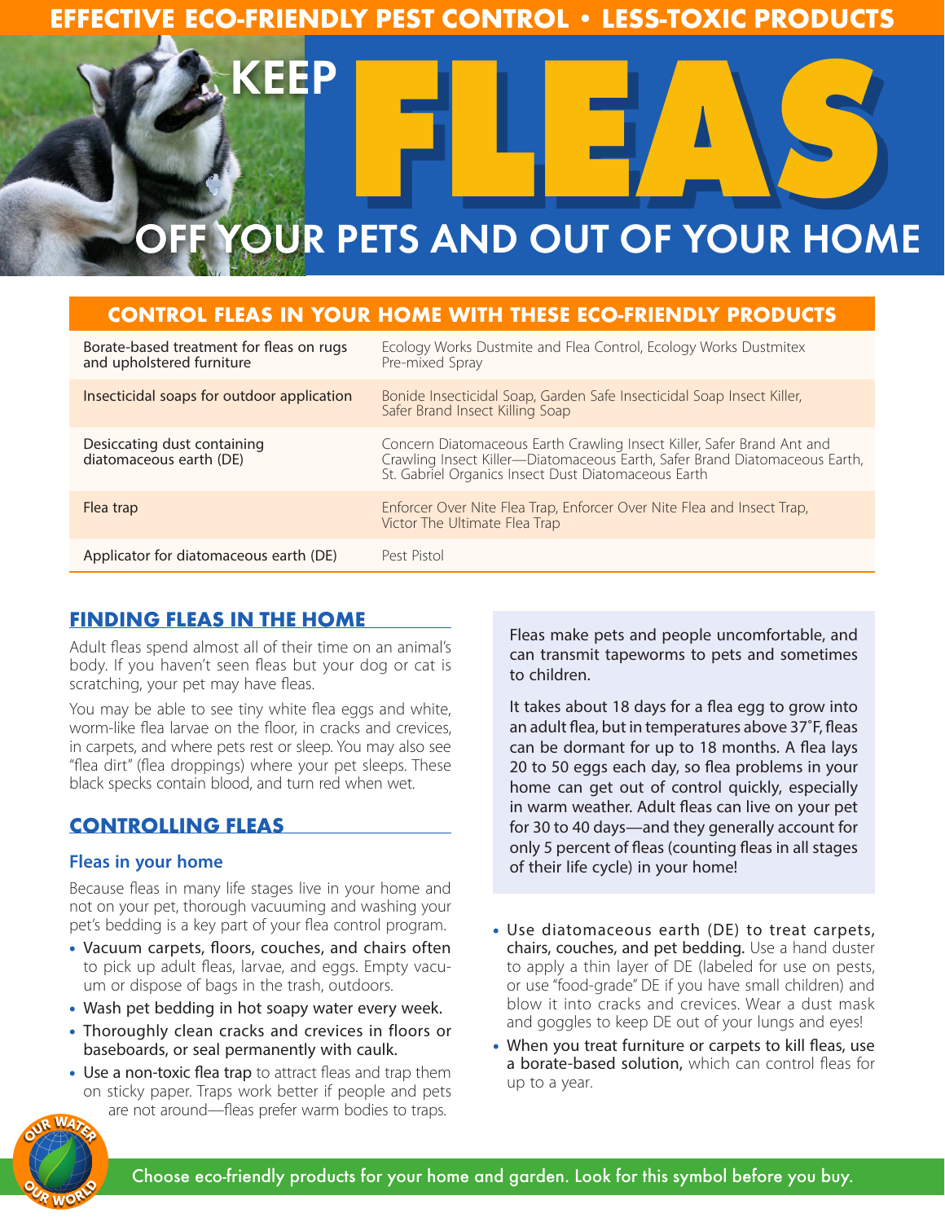EFFECTIVE ECO-FRIENDLY PEST CONTROL • LESS-TOXIC PRODUCTS

# KEEP FLEAS OFF YOUR PETS AND OUT OF YOUR HOME

## CONTROL FLEAS IN YOUR HOME WITH THESE ECO-FRIENDLY PRODUCTS

| | |
|---|---|
| Borate-based treatment for fleas on rugs and upholstered furniture | Ecology Works Dustmite and Flea Control, Ecology Works Dustmitex Pre-mixed Spray |
| Insecticidal soaps for outdoor application | Bonide Insecticidal Soap, Garden Safe Insecticidal Soap Insect Killer, Safer Brand Insect Killing Soap |
| Desiccating dust containing diatomaceous earth (DE) | Concern Diatomaceous Earth Crawling Insect Killer, Safer Brand Ant and Crawling Insect Killer—Diatomaceous Earth, Safer Brand Diatomaceous Earth, St. Gabriel Organics Insect Dust Diatomaceous Earth |
| Flea trap | Enforcer Over Nite Flea Trap, Enforcer Over Nite Flea and Insect Trap, Victor The Ultimate Flea Trap |
| Applicator for diatomaceous earth (DE) | Pest Pistol |

## FINDING FLEAS IN THE HOME

Adult fleas spend almost all of their time on an animal's body. If you haven't seen fleas but your dog or cat is scratching, your pet may have fleas.

You may be able to see tiny white flea eggs and white, worm-like flea larvae on the floor, in cracks and crevices, in carpets, and where pets rest or sleep. You may also see "flea dirt" (flea droppings) where your pet sleeps. These black specks contain blood, and turn red when wet.

## CONTROLLING FLEAS

### Fleas in your home

Because fleas in many life stages live in your home and not on your pet, thorough vacuuming and washing your pet's bedding is a key part of your flea control program.

- Vacuum carpets, floors, couches, and chairs often to pick up adult fleas, larvae, and eggs. Empty vacuum or dispose of bags in the trash, outdoors.
- Wash pet bedding in hot soapy water every week.
- Thoroughly clean cracks and crevices in floors or baseboards, or seal permanently with caulk.
- Use a non-toxic flea trap to attract fleas and trap them on sticky paper. Traps work better if people and pets are not around—fleas prefer warm bodies to traps.

> Fleas make pets and people uncomfortable, and can transmit tapeworms to pets and sometimes to children.
>
> It takes about 18 days for a flea egg to grow into an adult flea, but in temperatures above 37˚F, fleas can be dormant for up to 18 months. A flea lays 20 to 50 eggs each day, so flea problems in your home can get out of control quickly, especially in warm weather. Adult fleas can live on your pet for 30 to 40 days—and they generally account for only 5 percent of fleas (counting fleas in all stages of their life cycle) in your home!

- **Use diatomaceous earth (DE) to treat carpets, chairs, couches, and pet bedding.** Use a hand duster to apply a thin layer of DE (labeled for use on pests, or use "food-grade" DE if you have small children) and blow it into cracks and crevices. Wear a dust mask and goggles to keep DE out of your lungs and eyes!
- **When you treat furniture or carpets to kill fleas, use a borate-based solution,** which can control fleas for up to a year.

OUR WATER OUR WORLD

Choose eco-friendly products for your home and garden. Look for this symbol before you buy.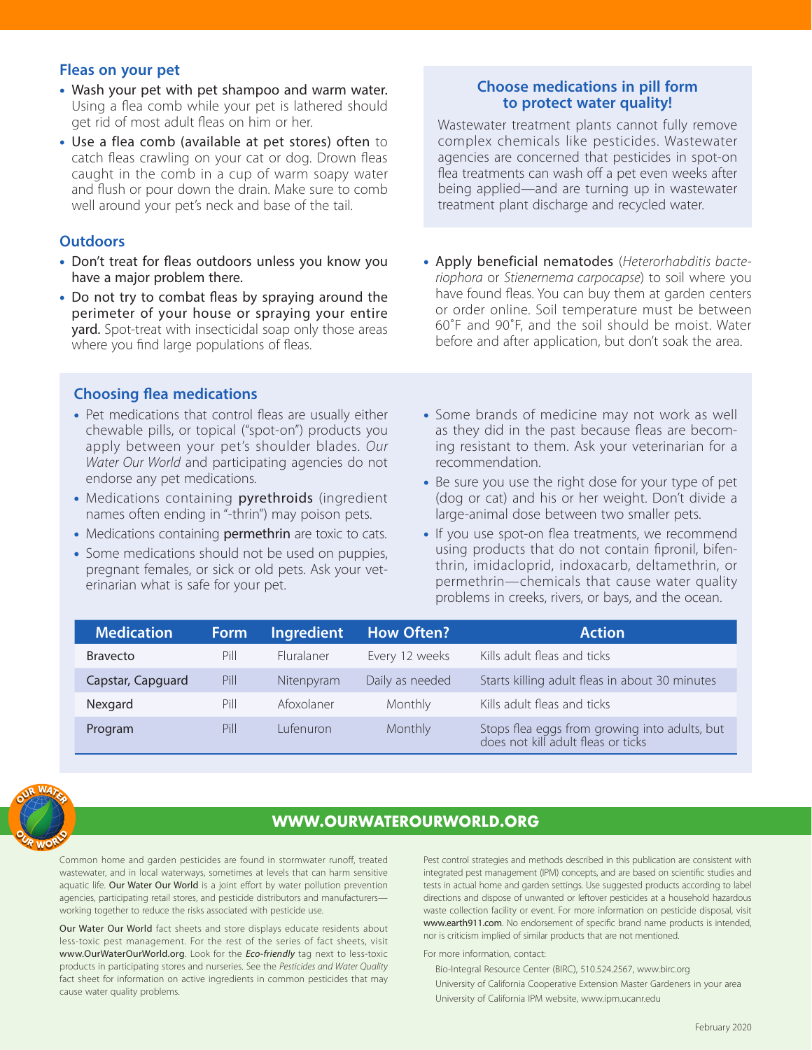## Fleas on your pet

- **Wash your pet with pet shampoo and warm water.** Using a flea comb while your pet is lathered should get rid of most adult fleas on him or her.
- **Use a flea comb (available at pet stores) often** to catch fleas crawling on your cat or dog. Drown fleas caught in the comb in a cup of warm soapy water and flush or pour down the drain. Make sure to comb well around your pet's neck and base of the tail.

## Outdoors

- **Don't treat for fleas outdoors unless you know you have a major problem there.**
- **Do not try to combat fleas by spraying around the perimeter of your house or spraying your entire yard.** Spot-treat with insecticidal soap only those areas where you find large populations of fleas.

### Choose medications in pill form to protect water quality!

Wastewater treatment plants cannot fully remove complex chemicals like pesticides. Wastewater agencies are concerned that pesticides in spot-on flea treatments can wash off a pet even weeks after being applied—and are turning up in wastewater treatment plant discharge and recycled water.

- **Apply beneficial nematodes** (*Heterorhabditis bacteriophora* or *Stienernema carpocapse*) to soil where you have found fleas. You can buy them at garden centers or order online. Soil temperature must be between 60˚F and 90˚F, and the soil should be moist. Water before and after application, but don't soak the area.

## Choosing flea medications

- Pet medications that control fleas are usually either chewable pills, or topical ("spot-on") products you apply between your pet's shoulder blades. *Our Water Our World* and participating agencies do not endorse any pet medications.
- Medications containing **pyrethroids** (ingredient names often ending in "-thrin") may poison pets.
- Medications containing **permethrin** are toxic to cats.
- Some medications should not be used on puppies, pregnant females, or sick or old pets. Ask your veterinarian what is safe for your pet.
- Some brands of medicine may not work as well as they did in the past because fleas are becoming resistant to them. Ask your veterinarian for a recommendation.
- Be sure you use the right dose for your type of pet (dog or cat) and his or her weight. Don't divide a large-animal dose between two smaller pets.
- If you use spot-on flea treatments, we recommend using products that do not contain fipronil, bifenthrin, imidacloprid, indoxacarb, deltamethrin, or permethrin—chemicals that cause water quality problems in creeks, rivers, or bays, and the ocean.

| Medication | Form | Ingredient | How Often? | Action |
|---|---|---|---|---|
| Bravecto | Pill | Fluralaner | Every 12 weeks | Kills adult fleas and ticks |
| Capstar, Capguard | Pill | Nitenpyram | Daily as needed | Starts killing adult fleas in about 30 minutes |
| Nexgard | Pill | Afoxolaner | Monthly | Kills adult fleas and ticks |
| Program | Pill | Lufenuron | Monthly | Stops flea eggs from growing into adults, but does not kill adult fleas or ticks |

**WWW.OURWATEROURWORLD.ORG**

Common home and garden pesticides are found in stormwater runoff, treated wastewater, and in local waterways, sometimes at levels that can harm sensitive aquatic life. Our Water Our World is a joint effort by water pollution prevention agencies, participating retail stores, and pesticide distributors and manufacturers—working together to reduce the risks associated with pesticide use.

Our Water Our World fact sheets and store displays educate residents about less-toxic pest management. For the rest of the series of fact sheets, visit www.OurWaterOurWorld.org. Look for the ***Eco-friendly*** tag next to less-toxic products in participating stores and nurseries. See the *Pesticides and Water Quality* fact sheet for information on active ingredients in common pesticides that may cause water quality problems.

Pest control strategies and methods described in this publication are consistent with integrated pest management (IPM) concepts, and are based on scientific studies and tests in actual home and garden settings. Use suggested products according to label directions and dispose of unwanted or leftover pesticides at a household hazardous waste collection facility or event. For more information on pesticide disposal, visit www.earth911.com. No endorsement of specific brand name products is intended, nor is criticism implied of similar products that are not mentioned.

For more information, contact:

Bio-Integral Resource Center (BIRC), 510.524.2567, www.birc.org

University of California Cooperative Extension Master Gardeners in your area

University of California IPM website, www.ipm.ucanr.edu

February 2020